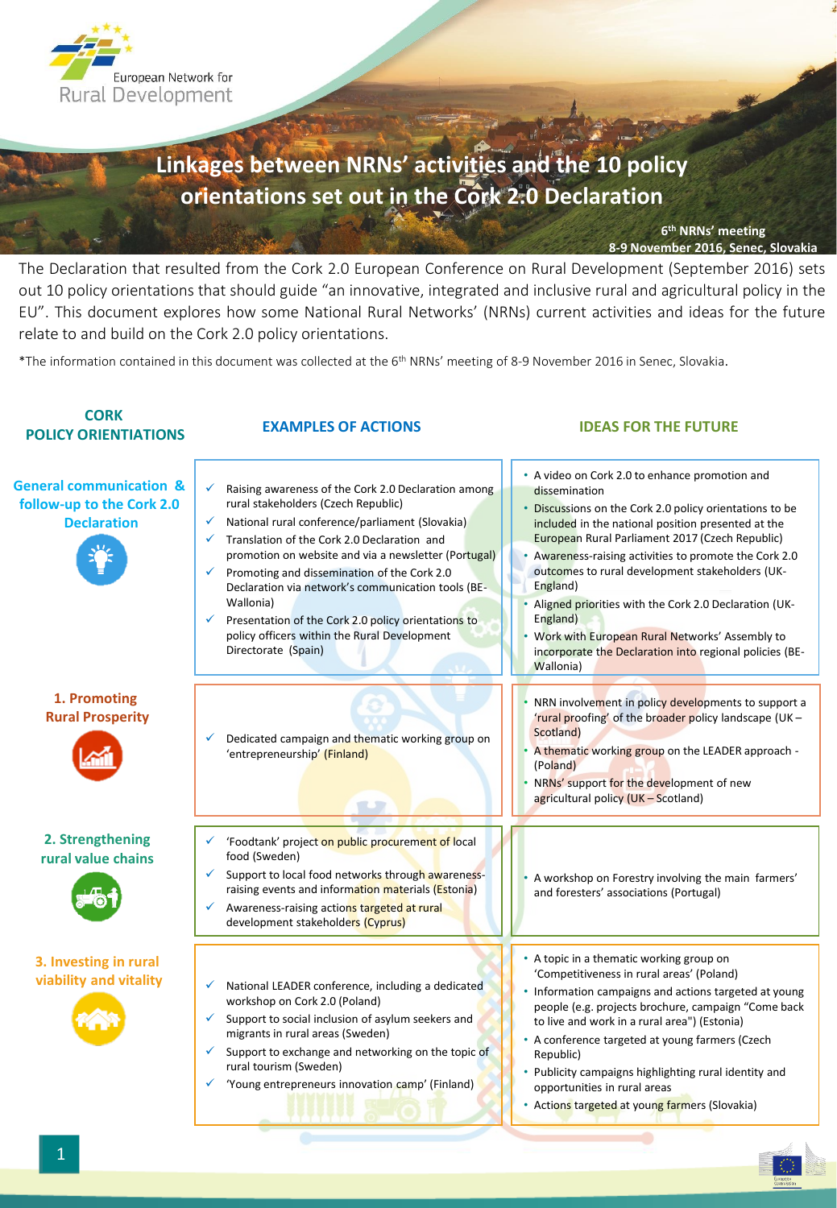European Network for Rural Development

# Linkages between NRNs' activities and the 10 policy orientations set out in the Cork 2.0 Declaration

6th NRNs' meeting
8-9 November 2016, Senec, Slovakia

The Declaration that resulted from the Cork 2.0 European Conference on Rural Development (September 2016) sets out 10 policy orientations that should guide "an innovative, integrated and inclusive rural and agricultural policy in the EU". This document explores how some National Rural Networks' (NRNs) current activities and ideas for the future relate to and build on the Cork 2.0 policy orientations.

*The information contained in this document was collected at the 6th NRNs' meeting of 8-9 November 2016 in Senec, Slovakia.

| CORK POLICY ORIENTATIONS | EXAMPLES OF ACTIONS | IDEAS FOR THE FUTURE |
|---|---|---|
| **General communication & follow-up to the Cork 2.0 Declaration** | ✓ Raising awareness of the Cork 2.0 Declaration among rural stakeholders (Czech Republic)<br>✓ National rural conference/parliament (Slovakia)<br>✓ Translation of the Cork 2.0 Declaration and promotion on website and via a newsletter (Portugal)<br>✓ Promoting and dissemination of the Cork 2.0 Declaration via network's communication tools (BE-Wallonia)<br>✓ Presentation of the Cork 2.0 policy orientations to policy officers within the Rural Development Directorate (Spain) | • A video on Cork 2.0 to enhance promotion and dissemination<br>• Discussions on the Cork 2.0 policy orientations to be included in the national position presented at the European Rural Parliament 2017 (Czech Republic)<br>• Awareness-raising activities to promote the Cork 2.0 outcomes to rural development stakeholders (UK-England)<br>• Aligned priorities with the Cork 2.0 Declaration (UK-England)<br>• Work with European Rural Networks' Assembly to incorporate the Declaration into regional policies (BE-Wallonia) |
| **1. Promoting Rural Prosperity** | ✓ Dedicated campaign and thematic working group on 'entrepreneurship' (Finland) | • NRN involvement in policy developments to support a 'rural proofing' of the broader policy landscape (UK – Scotland)<br>• A thematic working group on the LEADER approach - (Poland)<br>• NRNs' support for the development of new agricultural policy (UK – Scotland) |
| **2. Strengthening rural value chains** | ✓ 'Foodtank' project on public procurement of local food (Sweden)<br>✓ Support to local food networks through awareness-raising events and information materials (Estonia)<br>✓ Awareness-raising actions targeted at rural development stakeholders (Cyprus) | • A workshop on Forestry involving the main farmers' and foresters' associations (Portugal) |
| **3. Investing in rural viability and vitality** | ✓ National LEADER conference, including a dedicated workshop on Cork 2.0 (Poland)<br>✓ Support to social inclusion of asylum seekers and migrants in rural areas (Sweden)<br>✓ Support to exchange and networking on the topic of rural tourism (Sweden)<br>✓ 'Young entrepreneurs innovation camp' (Finland) | • A topic in a thematic working group on 'Competitiveness in rural areas' (Poland)<br>• Information campaigns and actions targeted at young people (e.g. projects brochure, campaign "Come back to live and work in a rural area") (Estonia)<br>• A conference targeted at young farmers (Czech Republic)<br>• Publicity campaigns highlighting rural identity and opportunities in rural areas<br>• Actions targeted at young farmers (Slovakia) |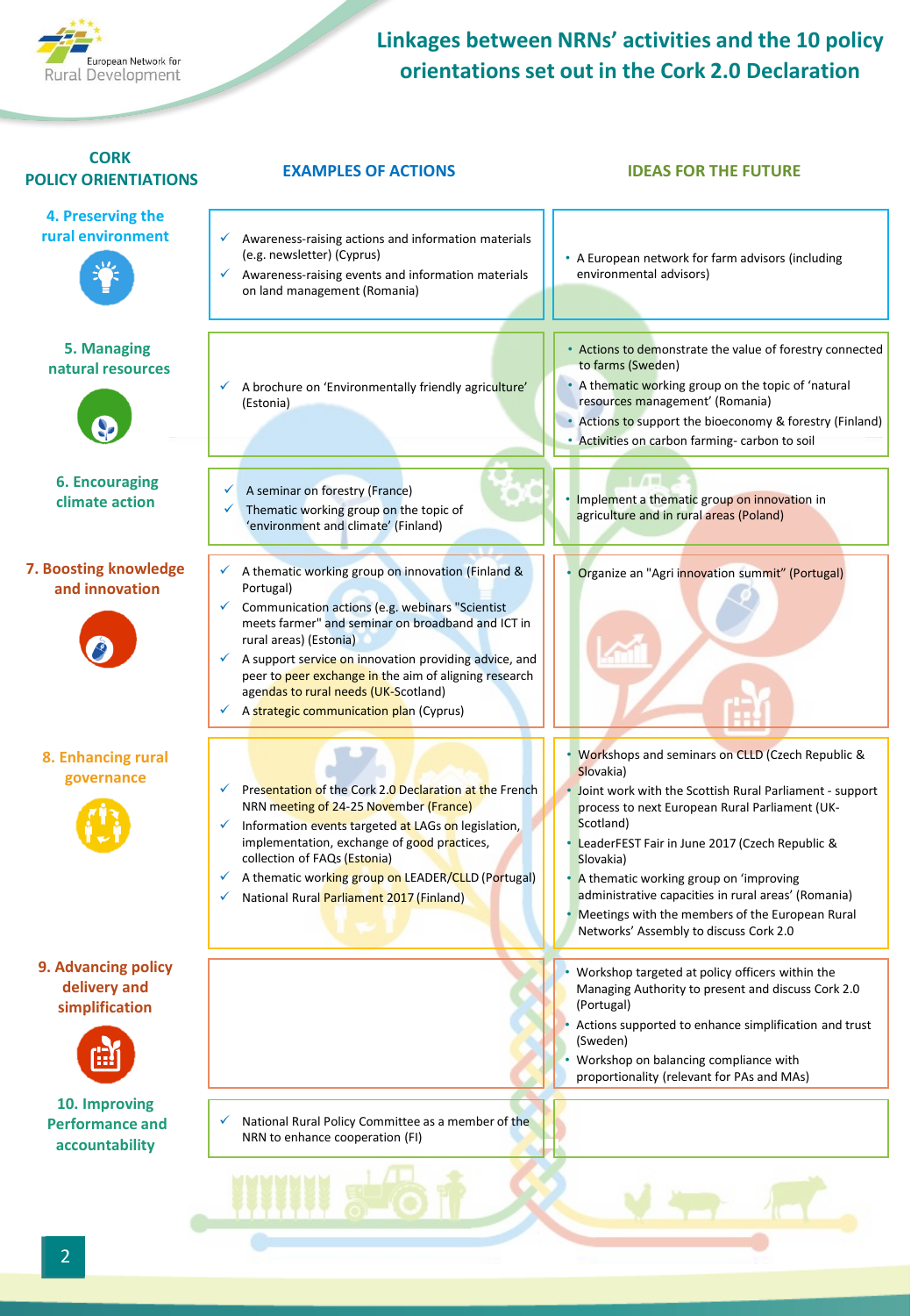# Linkages between NRNs' activities and the 10 policy orientations set out in the Cork 2.0 Declaration

| CORK POLICY ORIENTATIONS | EXAMPLES OF ACTIONS | IDEAS FOR THE FUTURE |
|---|---|---|
| 4. Preserving the rural environment | ✓ Awareness-raising actions and information materials (e.g. newsletter) (Cyprus)<br>✓ Awareness-raising events and information materials on land management (Romania) | • A European network for farm advisors (including environmental advisors) |
| 5. Managing natural resources | ✓ A brochure on 'Environmentally friendly agriculture' (Estonia) | • Actions to demonstrate the value of forestry connected to farms (Sweden)<br>• A thematic working group on the topic of 'natural resources management' (Romania)<br>• Actions to support the bioeconomy & forestry (Finland)<br>• Activities on carbon farming- carbon to soil |
| 6. Encouraging climate action | ✓ A seminar on forestry (France)<br>✓ Thematic working group on the topic of 'environment and climate' (Finland) | • Implement a thematic group on innovation in agriculture and in rural areas (Poland) |
| 7. Boosting knowledge and innovation | ✓ A thematic working group on innovation (Finland & Portugal)<br>✓ Communication actions (e.g. webinars "Scientist meets farmer" and seminar on broadband and ICT in rural areas) (Estonia)<br>✓ A support service on innovation providing advice, and peer to peer exchange in the aim of aligning research agendas to rural needs (UK-Scotland)<br>✓ A strategic communication plan (Cyprus) | • Organize an "Agri innovation summit" (Portugal) |
| 8. Enhancing rural governance | ✓ Presentation of the Cork 2.0 Declaration at the French NRN meeting of 24-25 November (France)<br>✓ Information events targeted at LAGs on legislation, implementation, exchange of good practices, collection of FAQs (Estonia)<br>✓ A thematic working group on LEADER/CLLD (Portugal)<br>✓ National Rural Parliament 2017 (Finland) | • Workshops and seminars on CLLD (Czech Republic & Slovakia)<br>• Joint work with the Scottish Rural Parliament - support process to next European Rural Parliament (UK-Scotland)<br>• LeaderFEST Fair in June 2017 (Czech Republic & Slovakia)<br>• A thematic working group on 'improving administrative capacities in rural areas' (Romania)<br>• Meetings with the members of the European Rural Networks' Assembly to discuss Cork 2.0 |
| 9. Advancing policy delivery and simplification | | • Workshop targeted at policy officers within the Managing Authority to present and discuss Cork 2.0 (Portugal)<br>• Actions supported to enhance simplification and trust (Sweden)<br>• Workshop on balancing compliance with proportionality (relevant for PAs and MAs) |
| 10. Improving Performance and accountability | ✓ National Rural Policy Committee as a member of the NRN to enhance cooperation (FI) | |